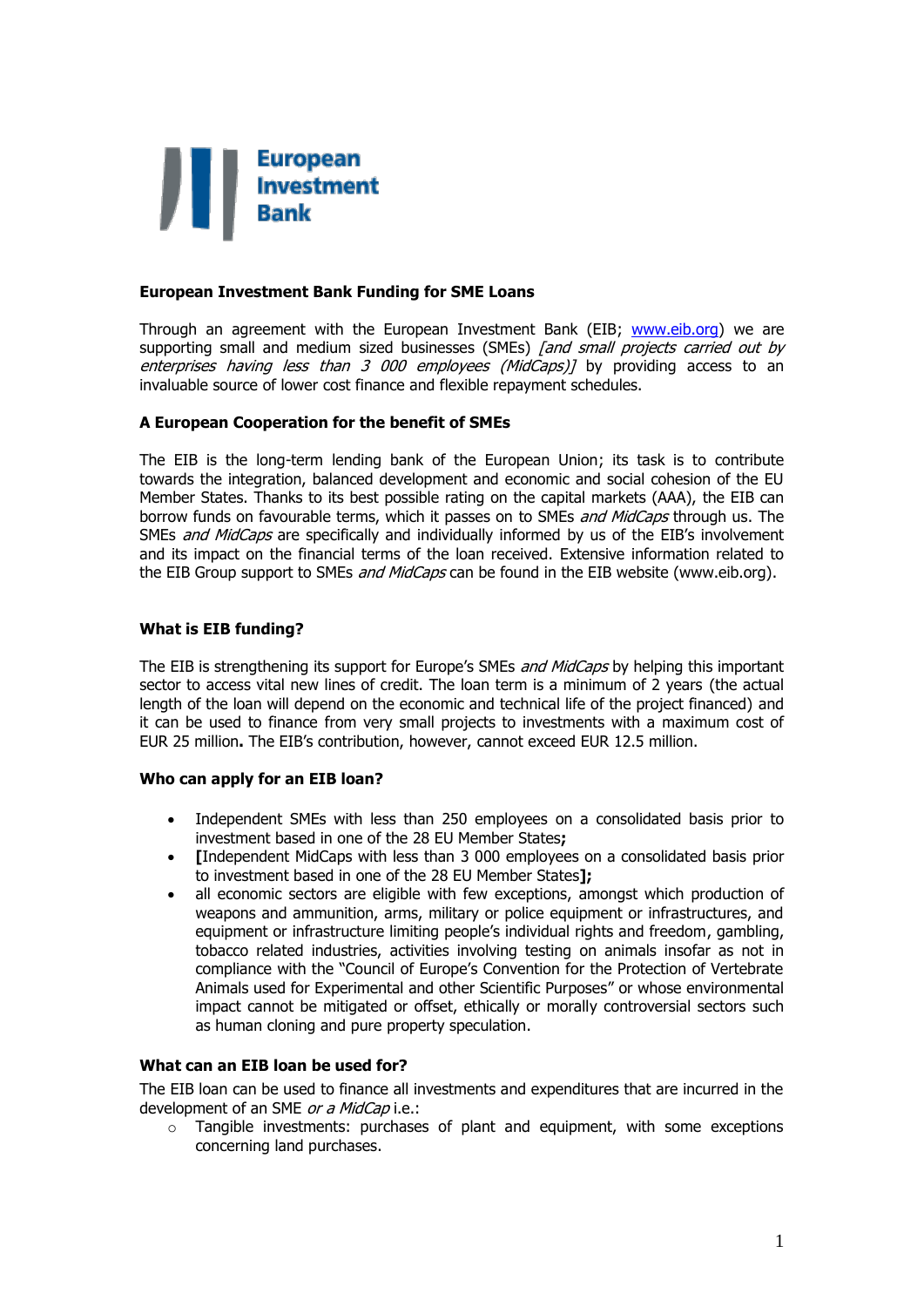European Investment Bank

**European Investment Bank Funding for SME Loans**

Through an agreement with the European Investment Bank (EIB; [www.eib.org](http://www.eib.org)) we are supporting small and medium sized businesses (SMEs) *[and small projects carried out by enterprises having less than 3 000 employees (MidCaps)]* by providing access to an invaluable source of lower cost finance and flexible repayment schedules.

**A European Cooperation for the benefit of SMEs**

The EIB is the long-term lending bank of the European Union; its task is to contribute towards the integration, balanced development and economic and social cohesion of the EU Member States. Thanks to its best possible rating on the capital markets (AAA), the EIB can borrow funds on favourable terms, which it passes on to SMEs *and MidCaps* through us. The SMEs *and MidCaps* are specifically and individually informed by us of the EIB's involvement and its impact on the financial terms of the loan received. Extensive information related to the EIB Group support to SMEs *and MidCaps* can be found in the EIB website (www.eib.org).

**What is EIB funding?**

The EIB is strengthening its support for Europe's SMEs *and MidCaps* by helping this important sector to access vital new lines of credit. The loan term is a minimum of 2 years (the actual length of the loan will depend on the economic and technical life of the project financed) and it can be used to finance from very small projects to investments with a maximum cost of EUR 25 million**.** The EIB's contribution, however, cannot exceed EUR 12.5 million.

**Who can apply for an EIB loan?**

- Independent SMEs with less than 250 employees on a consolidated basis prior to investment based in one of the 28 EU Member States**;**
- **[**Independent MidCaps with less than 3 000 employees on a consolidated basis prior to investment based in one of the 28 EU Member States**];**
- all economic sectors are eligible with few exceptions, amongst which production of weapons and ammunition, arms, military or police equipment or infrastructures, and equipment or infrastructure limiting people's individual rights and freedom, gambling, tobacco related industries, activities involving testing on animals insofar as not in compliance with the "Council of Europe's Convention for the Protection of Vertebrate Animals used for Experimental and other Scientific Purposes" or whose environmental impact cannot be mitigated or offset, ethically or morally controversial sectors such as human cloning and pure property speculation.

**What can an EIB loan be used for?**

The EIB loan can be used to finance all investments and expenditures that are incurred in the development of an SME *or a MidCap* i.e.:

- Tangible investments: purchases of plant and equipment, with some exceptions concerning land purchases.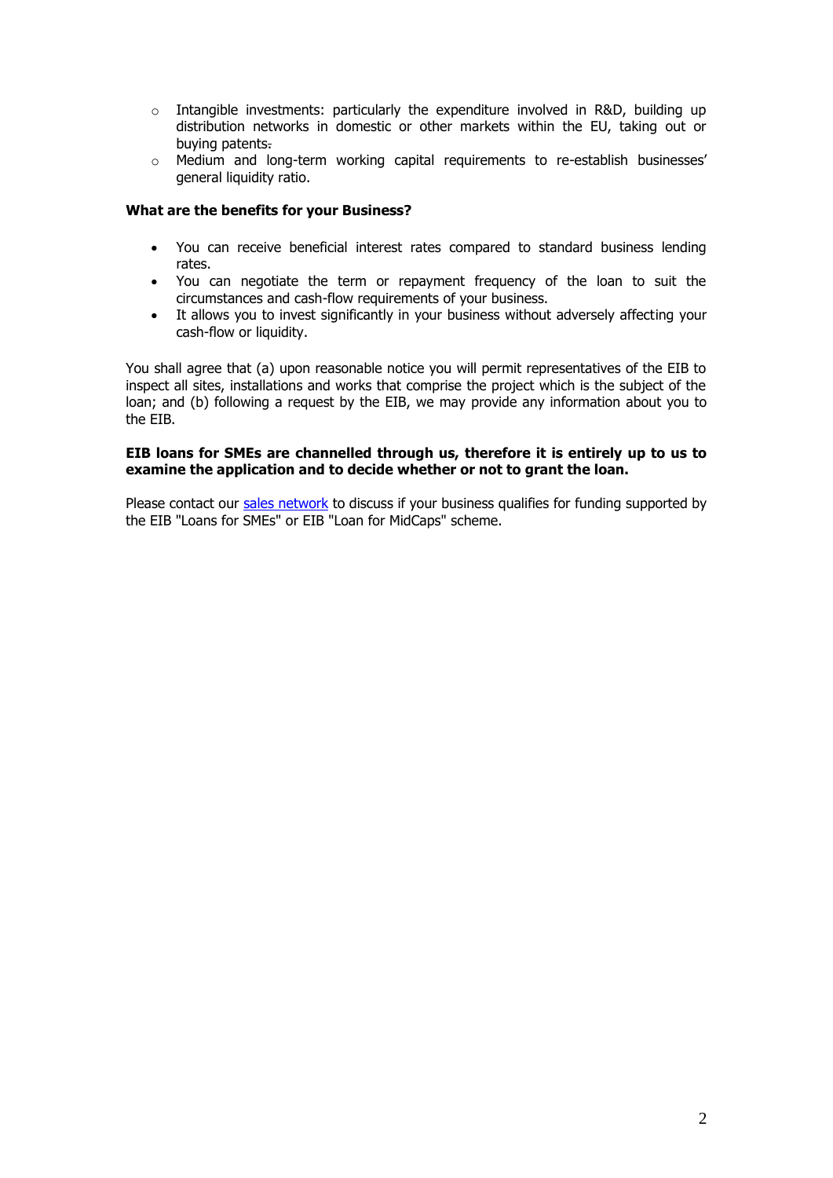- Intangible investments: particularly the expenditure involved in R&D, building up distribution networks in domestic or other markets within the EU, taking out or buying patents.
- Medium and long-term working capital requirements to re-establish businesses' general liquidity ratio.

**What are the benefits for your Business?**

- You can receive beneficial interest rates compared to standard business lending rates.
- You can negotiate the term or repayment frequency of the loan to suit the circumstances and cash-flow requirements of your business.
- It allows you to invest significantly in your business without adversely affecting your cash-flow or liquidity.

You shall agree that (a) upon reasonable notice you will permit representatives of the EIB to inspect all sites, installations and works that comprise the project which is the subject of the loan; and (b) following a request by the EIB, we may provide any information about you to the EIB.

**EIB loans for SMEs are channelled through us, therefore it is entirely up to us to examine the application and to decide whether or not to grant the loan.**

Please contact our sales network to discuss if your business qualifies for funding supported by the EIB "Loans for SMEs" or EIB "Loan for MidCaps" scheme.